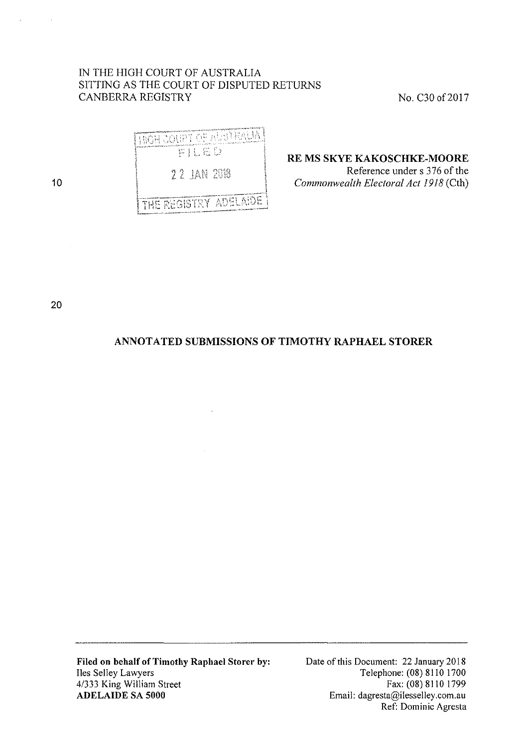IN THE HIGH COURT OF AUSTRALIA
SITTING AS THE COURT OF DISPUTED RETURNS
CANBERRA REGISTRY

No. C30 of 2017

HIGH COURT OF AUSTRALIA
FILED
22 JAN 2018
THE REGISTRY ADELAIDE

**RE MS SKYE KAKOSCHKE-MOORE**
Reference under s 376 of the *Commonwealth Electoral Act 1918* (Cth)

## ANNOTATED SUBMISSIONS OF TIMOTHY RAPHAEL STORER

---

**Filed on behalf of Timothy Raphael Storer by:**
Iles Selley Lawyers
4/333 King William Street
**ADELAIDE SA 5000**

Date of this Document: 22 January 2018
Telephone: (08) 8110 1700
Fax: (08) 8110 1799
Email: dagresta@ilesselley.com.au
Ref: Dominic Agresta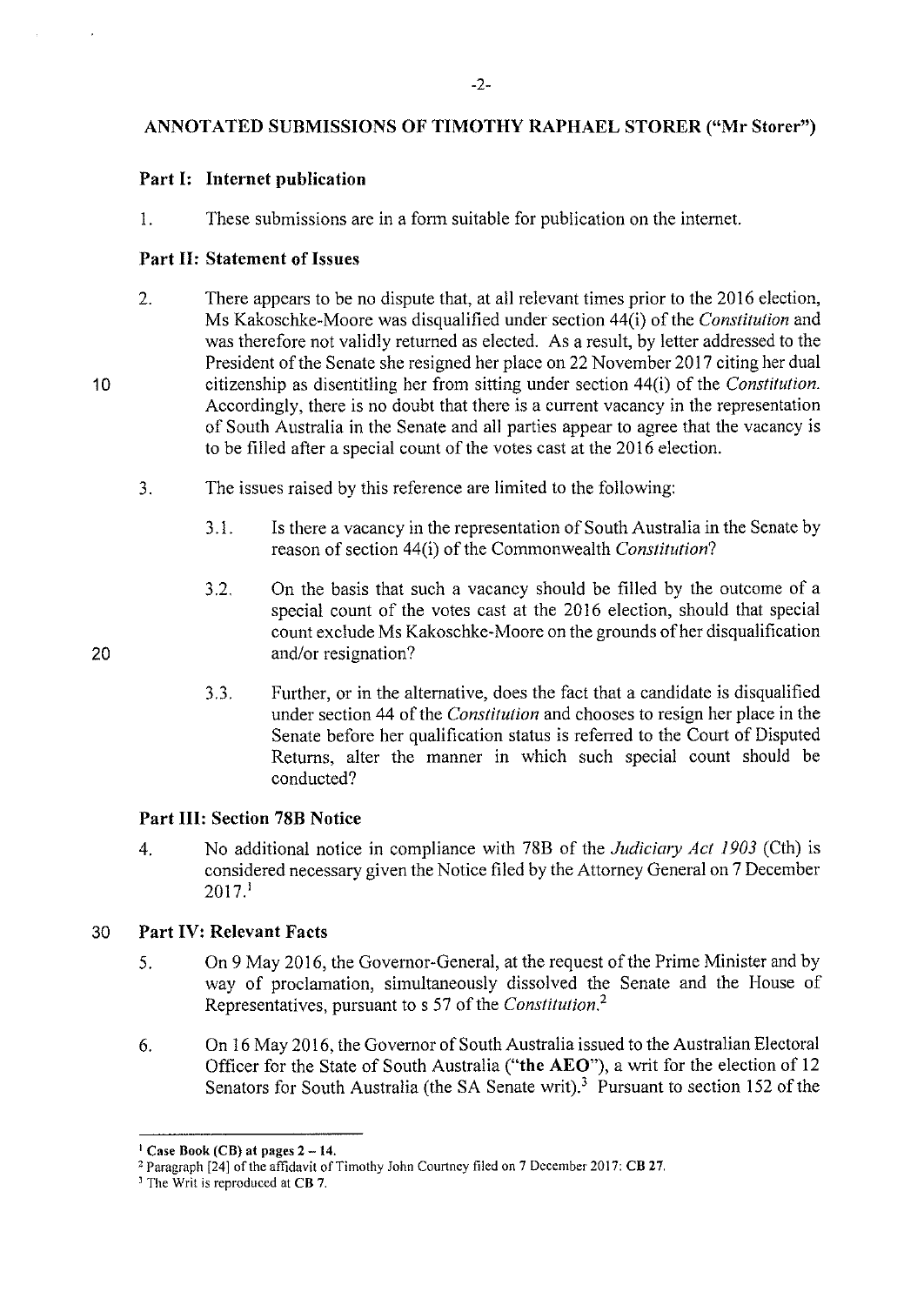## ANNOTATED SUBMISSIONS OF TIMOTHY RAPHAEL STORER ("Mr Storer")

### Part I: Internet publication

1. These submissions are in a form suitable for publication on the internet.

### Part II: Statement of Issues

2. There appears to be no dispute that, at all relevant times prior to the 2016 election, Ms Kakoschke-Moore was disqualified under section 44(i) of the *Constitution* and was therefore not validly returned as elected. As a result, by letter addressed to the President of the Senate she resigned her place on 22 November 2017 citing her dual citizenship as disentitling her from sitting under section 44(i) of the *Constitution*. Accordingly, there is no doubt that there is a current vacancy in the representation of South Australia in the Senate and all parties appear to agree that the vacancy is to be filled after a special count of the votes cast at the 2016 election.

3. The issues raised by this reference are limited to the following:

   3.1. Is there a vacancy in the representation of South Australia in the Senate by reason of section 44(i) of the Commonwealth *Constitution*?

   3.2. On the basis that such a vacancy should be filled by the outcome of a special count of the votes cast at the 2016 election, should that special count exclude Ms Kakoschke-Moore on the grounds of her disqualification and/or resignation?

   3.3. Further, or in the alternative, does the fact that a candidate is disqualified under section 44 of the *Constitution* and chooses to resign her place in the Senate before her qualification status is referred to the Court of Disputed Returns, alter the manner in which such special count should be conducted?

### Part III: Section 78B Notice

4. No additional notice in compliance with 78B of the *Judiciary Act 1903* (Cth) is considered necessary given the Notice filed by the Attorney General on 7 December 2017.[1]

### Part IV: Relevant Facts

5. On 9 May 2016, the Governor-General, at the request of the Prime Minister and by way of proclamation, simultaneously dissolved the Senate and the House of Representatives, pursuant to s 57 of the *Constitution*.[2]

6. On 16 May 2016, the Governor of South Australia issued to the Australian Electoral Officer for the State of South Australia ("**the AEO**"), a writ for the election of 12 Senators for South Australia (the SA Senate writ).[3] Pursuant to section 152 of the

---

[1] **Case Book (CB) at pages 2 – 14.**

[2] Paragraph [24] of the affidavit of Timothy John Courtney filed on 7 December 2017: **CB 27**.

[3] The Writ is reproduced at **CB 7**.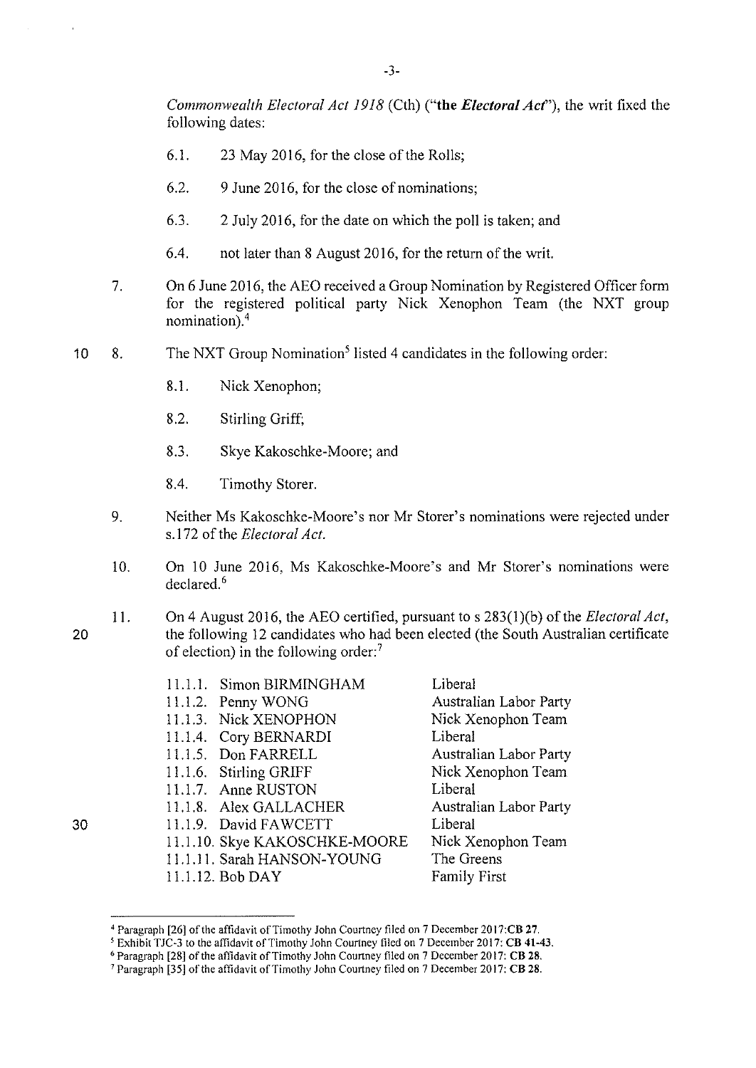*Commonwealth Electoral Act 1918* (Cth) ("**the *Electoral Act***"), the writ fixed the following dates:

6.1. 23 May 2016, for the close of the Rolls;

6.2. 9 June 2016, for the close of nominations;

6.3. 2 July 2016, for the date on which the poll is taken; and

6.4. not later than 8 August 2016, for the return of the writ.

7. On 6 June 2016, the AEO received a Group Nomination by Registered Officer form for the registered political party Nick Xenophon Team (the NXT group nomination).[4]

8. The NXT Group Nomination[5] listed 4 candidates in the following order:

8.1. Nick Xenophon;

8.2. Stirling Griff;

8.3. Skye Kakoschke-Moore; and

8.4. Timothy Storer.

9. Neither Ms Kakoschke-Moore's nor Mr Storer's nominations were rejected under s.172 of the *Electoral Act*.

10. On 10 June 2016, Ms Kakoschke-Moore's and Mr Storer's nominations were declared.[6]

11. On 4 August 2016, the AEO certified, pursuant to s 283(1)(b) of the *Electoral Act*, the following 12 candidates who had been elected (the South Australian certificate of election) in the following order:[7]

| | |
|---|---|
| 11.1.1. Simon BIRMINGHAM | Liberal |
| 11.1.2. Penny WONG | Australian Labor Party |
| 11.1.3. Nick XENOPHON | Nick Xenophon Team |
| 11.1.4. Cory BERNARDI | Liberal |
| 11.1.5. Don FARRELL | Australian Labor Party |
| 11.1.6. Stirling GRIFF | Nick Xenophon Team |
| 11.1.7. Anne RUSTON | Liberal |
| 11.1.8. Alex GALLACHER | Australian Labor Party |
| 11.1.9. David FAWCETT | Liberal |
| 11.1.10. Skye KAKOSCHKE-MOORE | Nick Xenophon Team |
| 11.1.11. Sarah HANSON-YOUNG | The Greens |
| 11.1.12. Bob DAY | Family First |

---

[4] Paragraph [26] of the affidavit of Timothy John Courtney filed on 7 December 2017:**CB 27**.

[5] Exhibit TJC-3 to the affidavit of Timothy John Courtney filed on 7 December 2017: **CB 41-43**.

[6] Paragraph [28] of the affidavit of Timothy John Courtney filed on 7 December 2017: **CB 28**.

[7] Paragraph [35] of the affidavit of Timothy John Courtney filed on 7 December 2017: **CB 28**.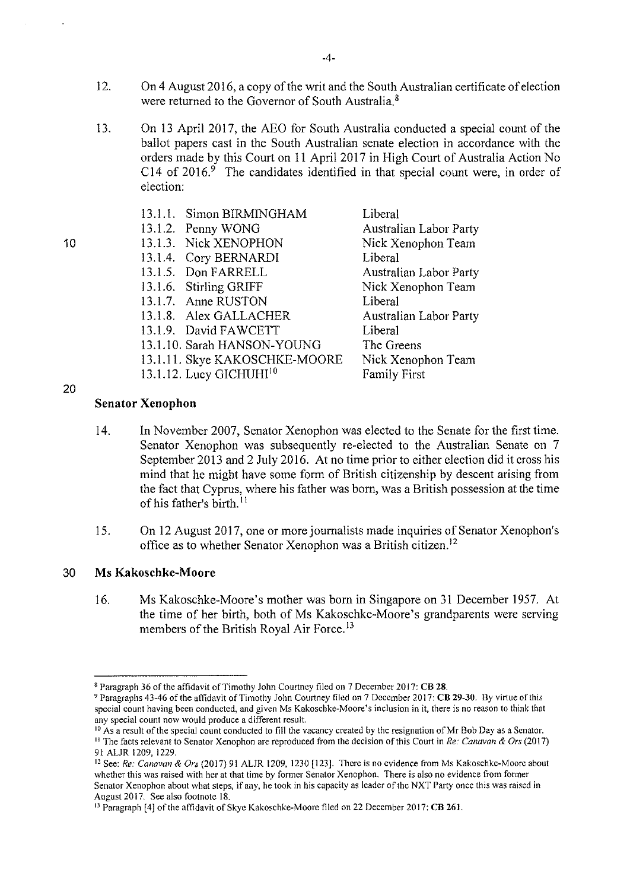12. On 4 August 2016, a copy of the writ and the South Australian certificate of election were returned to the Governor of South Australia.[8]

13. On 13 April 2017, the AEO for South Australia conducted a special count of the ballot papers cast in the South Australian senate election in accordance with the orders made by this Court on 11 April 2017 in High Court of Australia Action No C14 of 2016.[9] The candidates identified in that special count were, in order of election:

| | |
|---|---|
| 13.1.1. Simon BIRMINGHAM | Liberal |
| 13.1.2. Penny WONG | Australian Labor Party |
| 13.1.3. Nick XENOPHON | Nick Xenophon Team |
| 13.1.4. Cory BERNARDI | Liberal |
| 13.1.5. Don FARRELL | Australian Labor Party |
| 13.1.6. Stirling GRIFF | Nick Xenophon Team |
| 13.1.7. Anne RUSTON | Liberal |
| 13.1.8. Alex GALLACHER | Australian Labor Party |
| 13.1.9. David FAWCETT | Liberal |
| 13.1.10. Sarah HANSON-YOUNG | The Greens |
| 13.1.11. Skye KAKOSCHKE-MOORE | Nick Xenophon Team |
| 13.1.12. Lucy GICHUHI[10] | Family First |

**Senator Xenophon**

14. In November 2007, Senator Xenophon was elected to the Senate for the first time. Senator Xenophon was subsequently re-elected to the Australian Senate on 7 September 2013 and 2 July 2016. At no time prior to either election did it cross his mind that he might have some form of British citizenship by descent arising from the fact that Cyprus, where his father was born, was a British possession at the time of his father's birth.[11]

15. On 12 August 2017, one or more journalists made inquiries of Senator Xenophon's office as to whether Senator Xenophon was a British citizen.[12]

**Ms Kakoschke-Moore**

16. Ms Kakoschke-Moore's mother was born in Singapore on 31 December 1957. At the time of her birth, both of Ms Kakoschke-Moore's grandparents were serving members of the British Royal Air Force.[13]

---

[8] Paragraph 36 of the affidavit of Timothy John Courtney filed on 7 December 2017: **CB 28**.

[9] Paragraphs 43-46 of the affidavit of Timothy John Courtney filed on 7 December 2017: **CB 29-30**. By virtue of this special count having been conducted, and given Ms Kakoschke-Moore's inclusion in it, there is no reason to think that any special count now would produce a different result.

[10] As a result of the special count conducted to fill the vacancy created by the resignation of Mr Bob Day as a Senator.

[11] The facts relevant to Senator Xenophon are reproduced from the decision of this Court in *Re: Canavan & Ors* (2017) 91 ALJR 1209, 1229.

[12] See: *Re: Canavan & Ors* (2017) 91 ALJR 1209, 1230 [123]. There is no evidence from Ms Kakoschke-Moore about whether this was raised with her at that time by former Senator Xenophon. There is also no evidence from former Senator Xenophon about what steps, if any, he took in his capacity as leader of the NXT Party once this was raised in August 2017. See also footnote 18.

[13] Paragraph [4] of the affidavit of Skye Kakoschke-Moore filed on 22 December 2017: **CB 261**.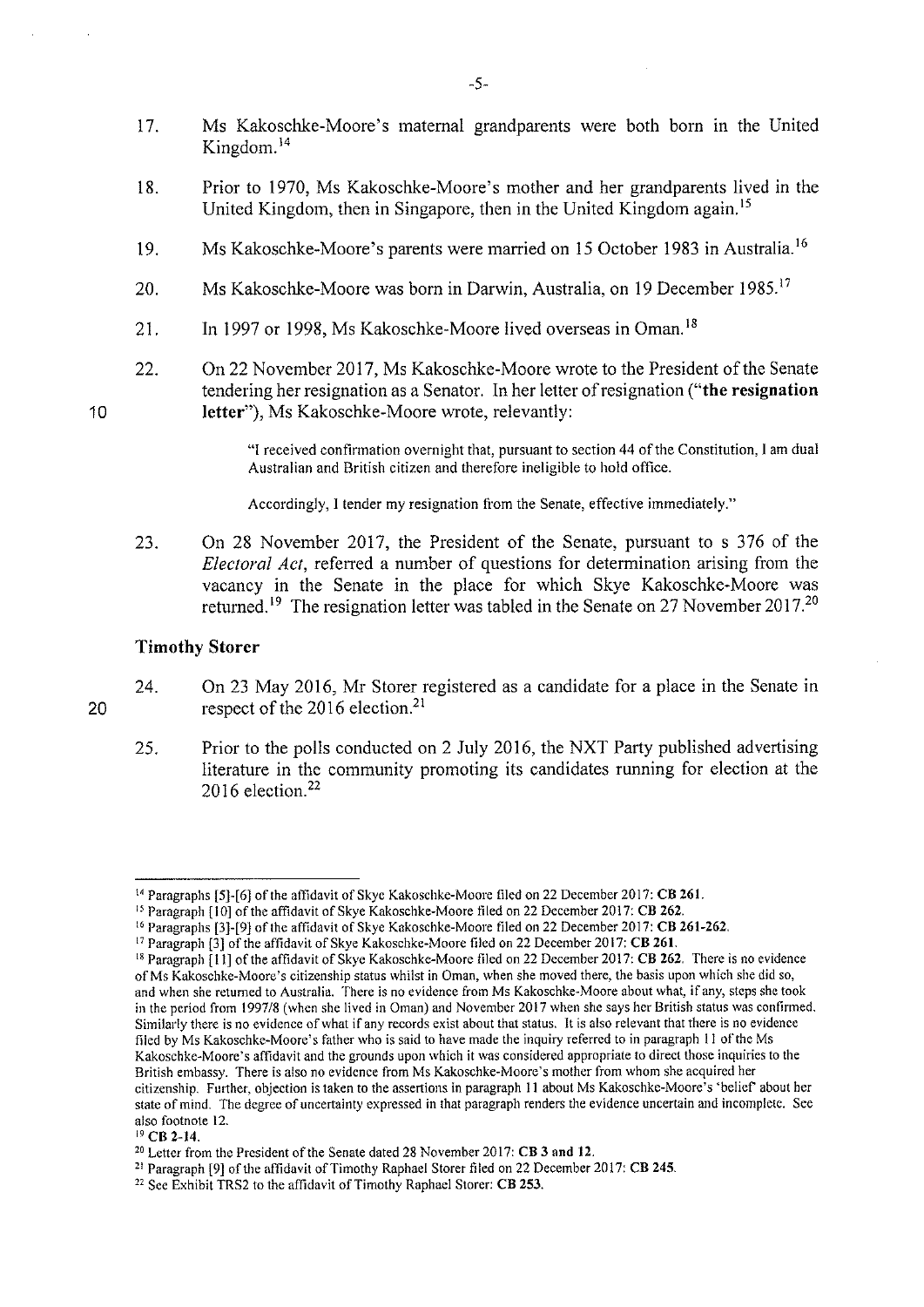17. Ms Kakoschke-Moore's maternal grandparents were both born in the United Kingdom.[14]

18. Prior to 1970, Ms Kakoschke-Moore's mother and her grandparents lived in the United Kingdom, then in Singapore, then in the United Kingdom again.[15]

19. Ms Kakoschke-Moore's parents were married on 15 October 1983 in Australia.[16]

20. Ms Kakoschke-Moore was born in Darwin, Australia, on 19 December 1985.[17]

21. In 1997 or 1998, Ms Kakoschke-Moore lived overseas in Oman.[18]

22. On 22 November 2017, Ms Kakoschke-Moore wrote to the President of the Senate tendering her resignation as a Senator. In her letter of resignation ("**the resignation letter**"), Ms Kakoschke-Moore wrote, relevantly:

> "I received confirmation overnight that, pursuant to section 44 of the Constitution, I am dual Australian and British citizen and therefore ineligible to hold office.
>
> Accordingly, I tender my resignation from the Senate, effective immediately."

23. On 28 November 2017, the President of the Senate, pursuant to s 376 of the *Electoral Act*, referred a number of questions for determination arising from the vacancy in the Senate in the place for which Skye Kakoschke-Moore was returned.[19] The resignation letter was tabled in the Senate on 27 November 2017.[20]

### Timothy Storer

24. On 23 May 2016, Mr Storer registered as a candidate for a place in the Senate in respect of the 2016 election.[21]

25. Prior to the polls conducted on 2 July 2016, the NXT Party published advertising literature in the community promoting its candidates running for election at the 2016 election.[22]

---

[14] Paragraphs [5]-[6] of the affidavit of Skye Kakoschke-Moore filed on 22 December 2017: **CB 261**.

[15] Paragraph [10] of the affidavit of Skye Kakoschke-Moore filed on 22 December 2017: **CB 262**.

[16] Paragraphs [3]-[9] of the affidavit of Skye Kakoschke-Moore filed on 22 December 2017: **CB 261-262**.

[17] Paragraph [3] of the affidavit of Skye Kakoschke-Moore filed on 22 December 2017: **CB 261**.

[18] Paragraph [11] of the affidavit of Skye Kakoschke-Moore filed on 22 December 2017: **CB 262**. There is no evidence of Ms Kakoschke-Moore's citizenship status whilst in Oman, when she moved there, the basis upon which she did so, and when she returned to Australia. There is no evidence from Ms Kakoschke-Moore about what, if any, steps she took in the period from 1997/8 (when she lived in Oman) and November 2017 when she says her British status was confirmed. Similarly there is no evidence of what if any records exist about that status. It is also relevant that there is no evidence filed by Ms Kakoschke-Moore's father who is said to have made the inquiry referred to in paragraph 11 of the Ms Kakoschke-Moore's affidavit and the grounds upon which it was considered appropriate to direct those inquiries to the British embassy. There is also no evidence from Ms Kakoschke-Moore's mother from whom she acquired her citizenship. Further, objection is taken to the assertions in paragraph 11 about Ms Kakoschke-Moore's 'belief' about her state of mind. The degree of uncertainty expressed in that paragraph renders the evidence uncertain and incomplete. See also footnote 12.

[19] **CB 2-14**.

[20] Letter from the President of the Senate dated 28 November 2017: **CB 3 and 12**.

[21] Paragraph [9] of the affidavit of Timothy Raphael Storer filed on 22 December 2017: **CB 245**.

[22] See Exhibit TRS2 to the affidavit of Timothy Raphael Storer: **CB 253**.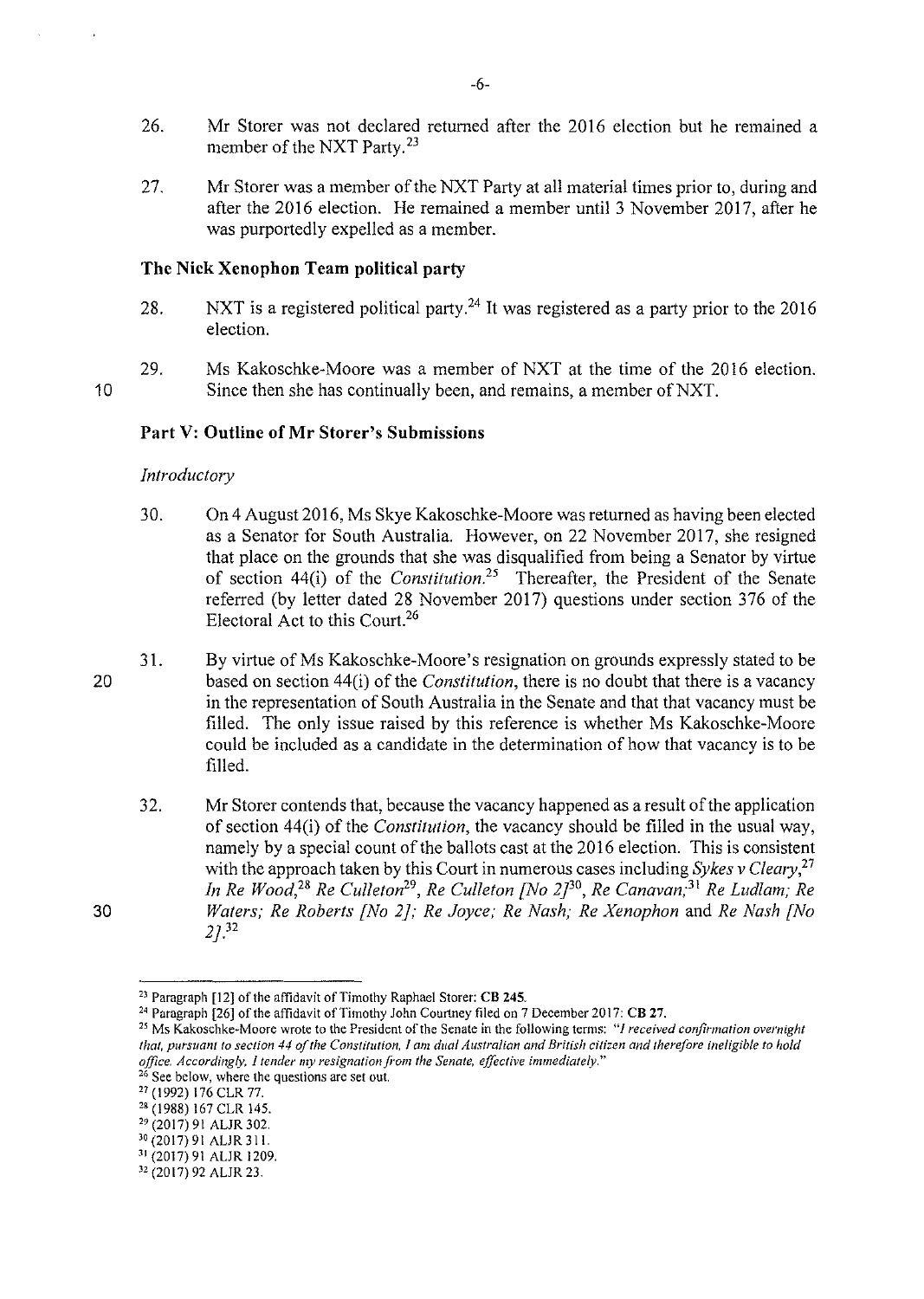26. Mr Storer was not declared returned after the 2016 election but he remained a member of the NXT Party.[23]

27. Mr Storer was a member of the NXT Party at all material times prior to, during and after the 2016 election. He remained a member until 3 November 2017, after he was purportedly expelled as a member.

### The Nick Xenophon Team political party

28. NXT is a registered political party.[24] It was registered as a party prior to the 2016 election.

29. Ms Kakoschke-Moore was a member of NXT at the time of the 2016 election. Since then she has continually been, and remains, a member of NXT.

### Part V: Outline of Mr Storer's Submissions

*Introductory*

30. On 4 August 2016, Ms Skye Kakoschke-Moore was returned as having been elected as a Senator for South Australia. However, on 22 November 2017, she resigned that place on the grounds that she was disqualified from being a Senator by virtue of section 44(i) of the *Constitution*.[25] Thereafter, the President of the Senate referred (by letter dated 28 November 2017) questions under section 376 of the Electoral Act to this Court.[26]

31. By virtue of Ms Kakoschke-Moore's resignation on grounds expressly stated to be based on section 44(i) of the *Constitution*, there is no doubt that there is a vacancy in the representation of South Australia in the Senate and that that vacancy must be filled. The only issue raised by this reference is whether Ms Kakoschke-Moore could be included as a candidate in the determination of how that vacancy is to be filled.

32. Mr Storer contends that, because the vacancy happened as a result of the application of section 44(i) of the *Constitution*, the vacancy should be filled in the usual way, namely by a special count of the ballots cast at the 2016 election. This is consistent with the approach taken by this Court in numerous cases including *Sykes v Cleary*,[27] *In Re Wood*,[28] *Re Culleton*[29], *Re Culleton [No 2]*[30], *Re Canavan*;[31] *Re Ludlam; Re Waters; Re Roberts [No 2]; Re Joyce; Re Nash; Re Xenophon* and *Re Nash [No 2]*.[32]

---

[23] Paragraph [12] of the affidavit of Timothy Raphael Storer: **CB 245**.

[24] Paragraph [26] of the affidavit of Timothy John Courtney filed on 7 December 2017: **CB 27**.

[25] Ms Kakoschke-Moore wrote to the President of the Senate in the following terms: *"I received confirmation overnight that, pursuant to section 44 of the Constitution, I am dual Australian and British citizen and therefore ineligible to hold office. Accordingly, I tender my resignation from the Senate, effective immediately."*

[26] See below, where the questions are set out.

[27] (1992) 176 CLR 77.

[28] (1988) 167 CLR 145.

[29] (2017) 91 ALJR 302.

[30] (2017) 91 ALJR 311.

[31] (2017) 91 ALJR 1209.

[32] (2017) 92 ALJR 23.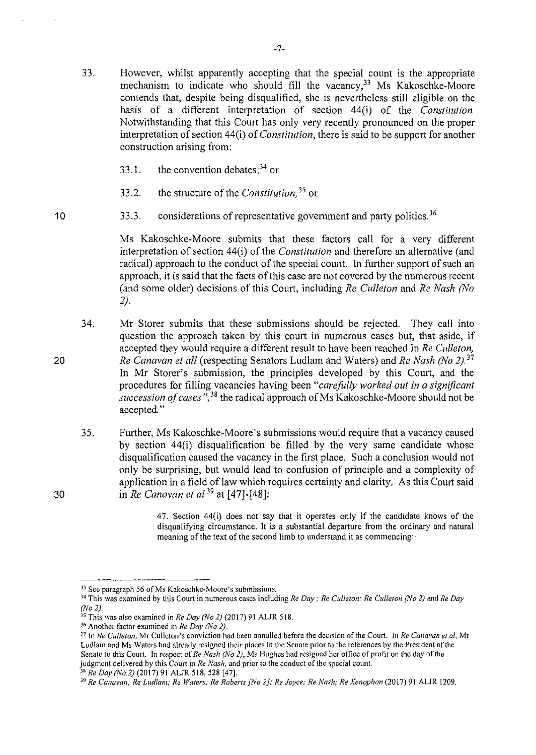33. However, whilst apparently accepting that the special count is the appropriate mechanism to indicate who should fill the vacancy,[33] Ms Kakoschke-Moore contends that, despite being disqualified, she is nevertheless still eligible on the basis of a different interpretation of section 44(i) of the *Constitution*. Notwithstanding that this Court has only very recently pronounced on the proper interpretation of section 44(i) of *Constitution*, there is said to be support for another construction arising from:

    33.1. the convention debates;[34] or

    33.2. the structure of the *Constitution*;[35] or

    33.3. considerations of representative government and party politics.[36]

    Ms Kakoschke-Moore submits that these factors call for a very different interpretation of section 44(i) of the *Constitution* and therefore an alternative (and radical) approach to the conduct of the special count. In further support of such an approach, it is said that the facts of this case are not covered by the numerous recent (and some older) decisions of this Court, including *Re Culleton* and *Re Nash (No 2)*.

34. Mr Storer submits that these submissions should be rejected. They call into question the approach taken by this court in numerous cases but, that aside, if accepted they would require a different result to have been reached in *Re Culleton, Re Canavan et all* (respecting Senators Ludlam and Waters) and *Re Nash (No 2)*.[37] In Mr Storer's submission, the principles developed by this Court, and the procedures for filling vacancies having been "*carefully worked out in a significant succession of cases*",[38] the radical approach of Ms Kakoschke-Moore should not be accepted."

35. Further, Ms Kakoschke-Moore's submissions would require that a vacancy caused by section 44(i) disqualification be filled by the very same candidate whose disqualification caused the vacancy in the first place. Such a conclusion would not only be surprising, but would lead to confusion of principle and a complexity of application in a field of law which requires certainty and clarity. As this Court said in *Re Canavan et al*[39] at [47]-[48]:

    > 47. Section 44(i) does not say that it operates only if the candidate knows of the disqualifying circumstance. It is a substantial departure from the ordinary and natural meaning of the text of the second limb to understand it as commencing:

---

[33] See paragraph 56 of Ms Kakoschke-Moore's submissions.

[34] This was examined by this Court in numerous cases including *Re Day* ; *Re Culleton*; *Re Culleton (No 2)* and *Re Day (No 2)*.

[35] This was also examined in *Re Day (No 2)* (2017) 91 ALJR 518.

[36] Another factor examined in *Re Day (No 2)*.

[37] In *Re Culleton*, Mr Culleton's conviction had been annulled before the decision of the Court. In *Re Canavan et al*, Mr Ludlam and Ms Waters had already resigned their places in the Senate prior to the references by the President of the Senate to this Court. In respect of *Re Nash (No 2)*, Ms Hughes had resigned her office of profit on the day of the judgment delivered by this Court in *Re Nash*, and prior to the conduct of the special count.

[38] *Re Day (No.2)* (2017) 91 ALJR 518, 528 [47].

[39] *Re Canavan; Re Ludlam; Re Waters; Re Roberts [No 2]; Re Joyce; Re Nash; Re Xenophon* (2017) 91 ALJR 1209.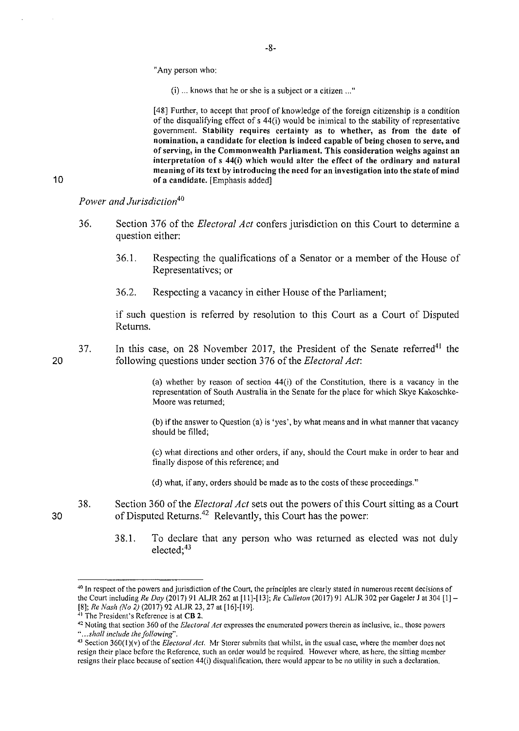"Any person who:

(i) ... knows that he or she is a subject or a citizen ..."

[48] Further, to accept that proof of knowledge of the foreign citizenship is a condition of the disqualifying effect of s 44(i) would be inimical to the stability of representative government. **Stability requires certainty as to whether, as from the date of nomination, a candidate for election is indeed capable of being chosen to serve, and of serving, in the Commonwealth Parliament. This consideration weighs against an interpretation of s 44(i) which would alter the effect of the ordinary and natural meaning of its text by introducing the need for an investigation into the state of mind of a candidate.** [Emphasis added]

*Power and Jurisdiction*[40]

36. Section 376 of the *Electoral Act* confers jurisdiction on this Court to determine a question either:

  36.1. Respecting the qualifications of a Senator or a member of the House of Representatives; or

  36.2. Respecting a vacancy in either House of the Parliament;

  if such question is referred by resolution to this Court as a Court of Disputed Returns.

37. In this case, on 28 November 2017, the President of the Senate referred[41] the following questions under section 376 of the *Electoral Act*:

> (a) whether by reason of section 44(i) of the Constitution, there is a vacancy in the representation of South Australia in the Senate for the place for which Skye Kakoschke-Moore was returned;
>
> (b) if the answer to Question (a) is 'yes', by what means and in what manner that vacancy should be filled;
>
> (c) what directions and other orders, if any, should the Court make in order to hear and finally dispose of this reference; and
>
> (d) what, if any, orders should be made as to the costs of these proceedings."

38. Section 360 of the *Electoral Act* sets out the powers of this Court sitting as a Court of Disputed Returns.[42] Relevantly, this Court has the power:

  38.1. To declare that any person who was returned as elected was not duly elected;[43]

---

[40] In respect of the powers and jurisdiction of the Court, the principles are clearly stated in numerous recent decisions of the Court including *Re Day* (2017) 91 ALJR 262 at [11]-[13]; *Re Culleton* (2017) 91 ALJR 302 per Gageler J at 304 [1] – [8]; *Re Nash (No 2)* (2017) 92 ALJR 23, 27 at [16]-[19].

[41] The President's Reference is at **CB 2**.

[42] Noting that section 360 of the *Electoral Act* expresses the enumerated powers therein as inclusive, ie., those powers "*...shall include the following*".

[43] Section 360(1)(v) of the *Electoral Act*. Mr Storer submits that whilst, in the usual case, where the member does not resign their place before the Reference, such an order would be required. However where, as here, the sitting member resigns their place because of section 44(i) disqualification, there would appear to be no utility in such a declaration.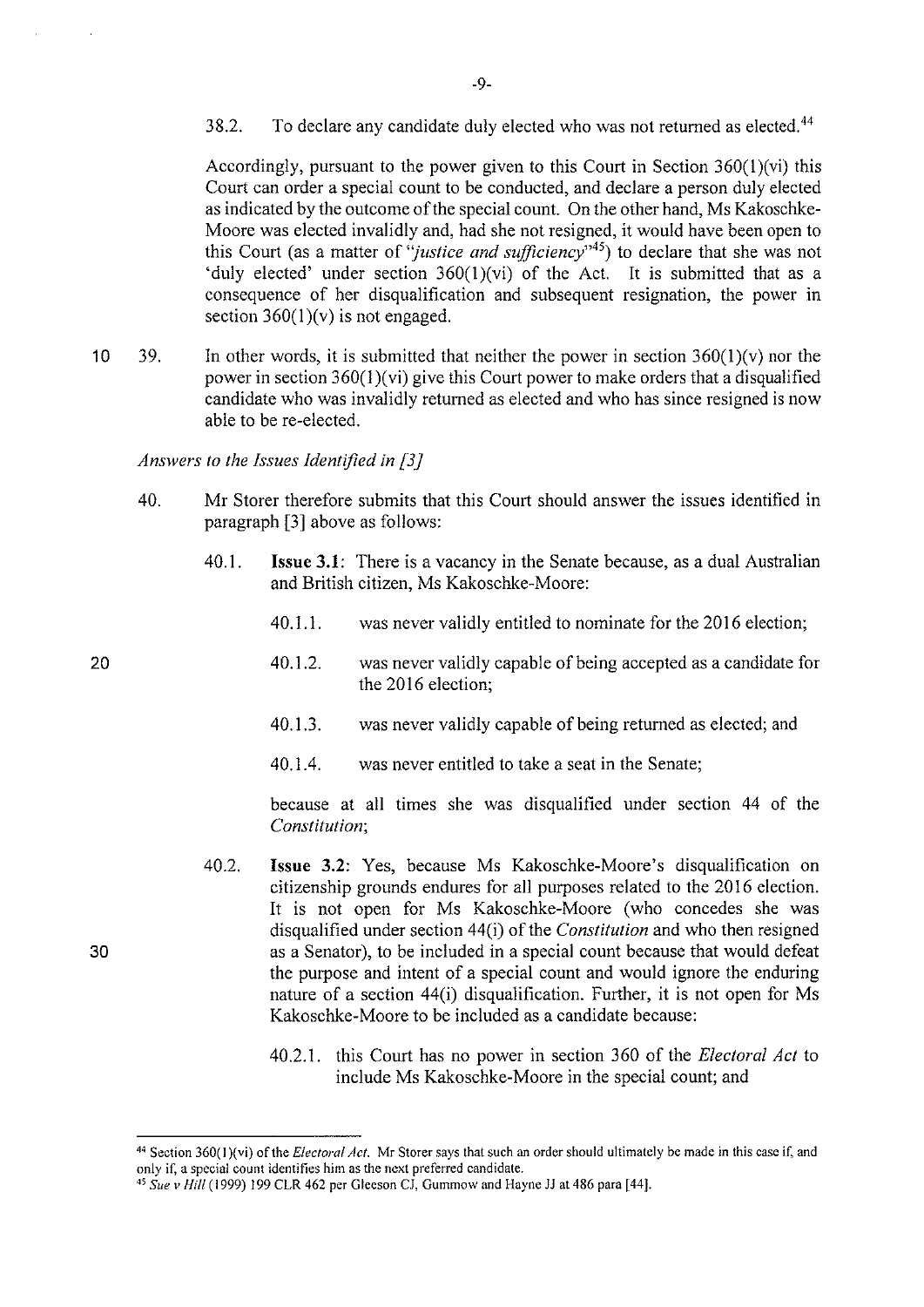38.2. To declare any candidate duly elected who was not returned as elected.[44]

Accordingly, pursuant to the power given to this Court in Section 360(1)(vi) this Court can order a special count to be conducted, and declare a person duly elected as indicated by the outcome of the special count. On the other hand, Ms Kakoschke-Moore was elected invalidly and, had she not resigned, it would have been open to this Court (as a matter of *"justice and sufficiency"*[45]) to declare that she was not 'duly elected' under section 360(1)(vi) of the Act. It is submitted that as a consequence of her disqualification and subsequent resignation, the power in section 360(1)(v) is not engaged.

39. In other words, it is submitted that neither the power in section 360(1)(v) nor the power in section 360(1)(vi) give this Court power to make orders that a disqualified candidate who was invalidly returned as elected and who has since resigned is now able to be re-elected.

*Answers to the Issues Identified in [3]*

40. Mr Storer therefore submits that this Court should answer the issues identified in paragraph [3] above as follows:

40.1. **Issue 3.1**: There is a vacancy in the Senate because, as a dual Australian and British citizen, Ms Kakoschke-Moore:

40.1.1. was never validly entitled to nominate for the 2016 election;

40.1.2. was never validly capable of being accepted as a candidate for the 2016 election;

40.1.3. was never validly capable of being returned as elected; and

40.1.4. was never entitled to take a seat in the Senate;

because at all times she was disqualified under section 44 of the *Constitution*;

40.2. **Issue 3.2**: Yes, because Ms Kakoschke-Moore's disqualification on citizenship grounds endures for all purposes related to the 2016 election. It is not open for Ms Kakoschke-Moore (who concedes she was disqualified under section 44(i) of the *Constitution* and who then resigned as a Senator), to be included in a special count because that would defeat the purpose and intent of a special count and would ignore the enduring nature of a section 44(i) disqualification. Further, it is not open for Ms Kakoschke-Moore to be included as a candidate because:

40.2.1. this Court has no power in section 360 of the *Electoral Act* to include Ms Kakoschke-Moore in the special count; and

---

[44] Section 360(1)(vi) of the *Electoral Act*. Mr Storer says that such an order should ultimately be made in this case if, and only if, a special count identifies him as the next preferred candidate.

[45] *Sue v Hill* (1999) 199 CLR 462 per Gleeson CJ, Gummow and Hayne JJ at 486 para [44].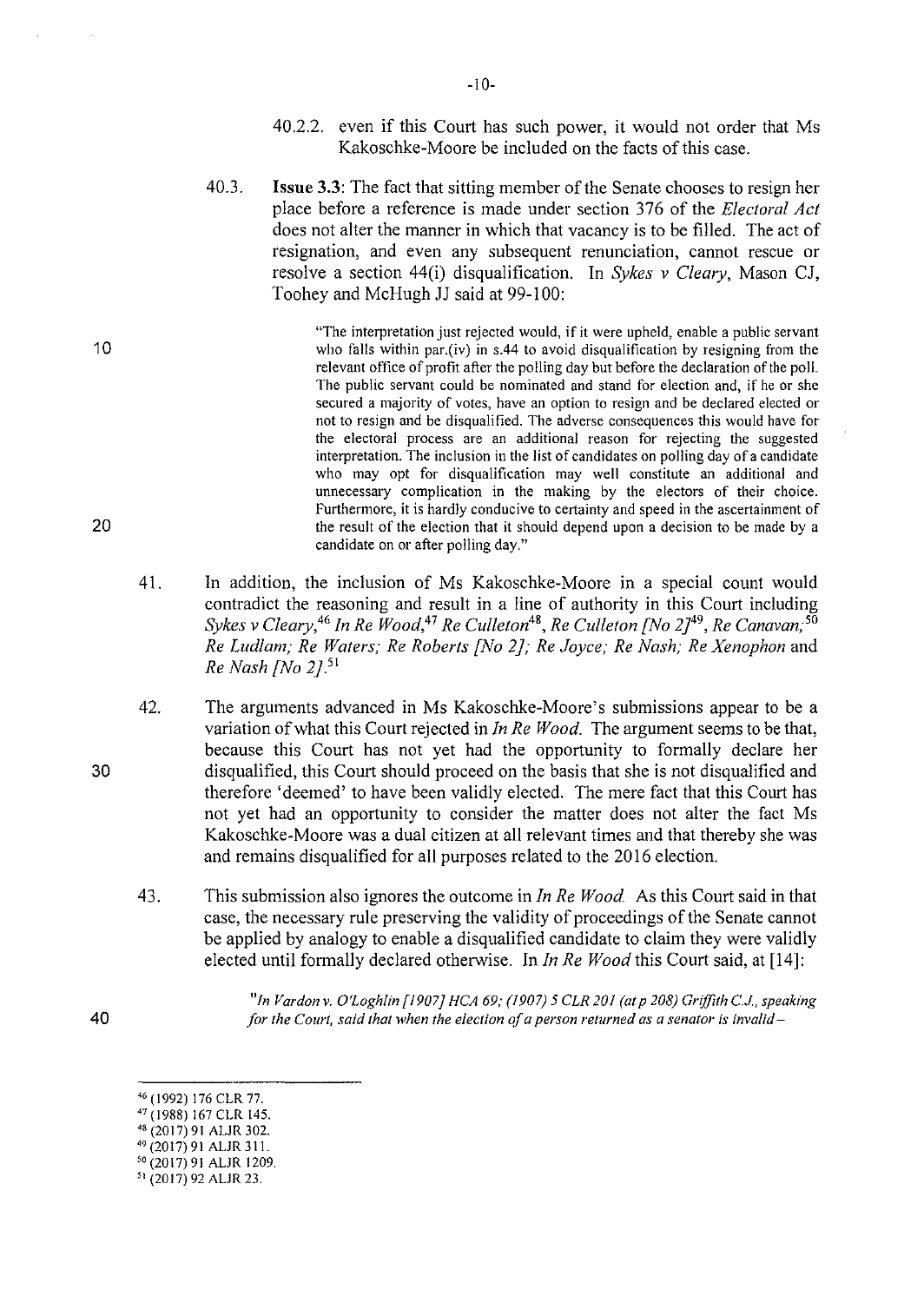40.2.2. even if this Court has such power, it would not order that Ms Kakoschke-Moore be included on the facts of this case.

40.3. **Issue 3.3**: The fact that sitting member of the Senate chooses to resign her place before a reference is made under section 376 of the *Electoral Act* does not alter the manner in which that vacancy is to be filled. The act of resignation, and even any subsequent renunciation, cannot rescue or resolve a section 44(i) disqualification. In *Sykes v Cleary*, Mason CJ, Toohey and McHugh JJ said at 99-100:

> "The interpretation just rejected would, if it were upheld, enable a public servant who falls within par.(iv) in s.44 to avoid disqualification by resigning from the relevant office of profit after the polling day but before the declaration of the poll. The public servant could be nominated and stand for election and, if he or she secured a majority of votes, have an option to resign and be declared elected or not to resign and be disqualified. The adverse consequences this would have for the electoral process are an additional reason for rejecting the suggested interpretation. The inclusion in the list of candidates on polling day of a candidate who may opt for disqualification may well constitute an additional and unnecessary complication in the making by the electors of their choice. Furthermore, it is hardly conducive to certainty and speed in the ascertainment of the result of the election that it should depend upon a decision to be made by a candidate on or after polling day."

41. In addition, the inclusion of Ms Kakoschke-Moore in a special count would contradict the reasoning and result in a line of authority in this Court including *Sykes v Cleary*,[46] *In Re Wood*,[47] *Re Culleton*[48], *Re Culleton [No 2]*[49], *Re Canavan;*[50] *Re Ludlam; Re Waters; Re Roberts [No 2]; Re Joyce; Re Nash; Re Xenophon* and *Re Nash [No 2]*.[51]

42. The arguments advanced in Ms Kakoschke-Moore's submissions appear to be a variation of what this Court rejected in *In Re Wood*. The argument seems to be that, because this Court has not yet had the opportunity to formally declare her disqualified, this Court should proceed on the basis that she is not disqualified and therefore 'deemed' to have been validly elected. The mere fact that this Court has not yet had an opportunity to consider the matter does not alter the fact Ms Kakoschke-Moore was a dual citizen at all relevant times and that thereby she was and remains disqualified for all purposes related to the 2016 election.

43. This submission also ignores the outcome in *In Re Wood*. As this Court said in that case, the necessary rule preserving the validity of proceedings of the Senate cannot be applied by analogy to enable a disqualified candidate to claim they were validly elected until formally declared otherwise. In *In Re Wood* this Court said, at [14]:

> *"In Vardon v. O'Loghlin [1907] HCA 69; (1907) 5 CLR 201 (at p 208) Griffith C.J., speaking for the Court, said that when the election of a person returned as a senator is invalid –*

---

[46] (1992) 176 CLR 77.
[47] (1988) 167 CLR 145.
[48] (2017) 91 ALJR 302.
[49] (2017) 91 ALJR 311.
[50] (2017) 91 ALJR 1209.
[51] (2017) 92 ALJR 23.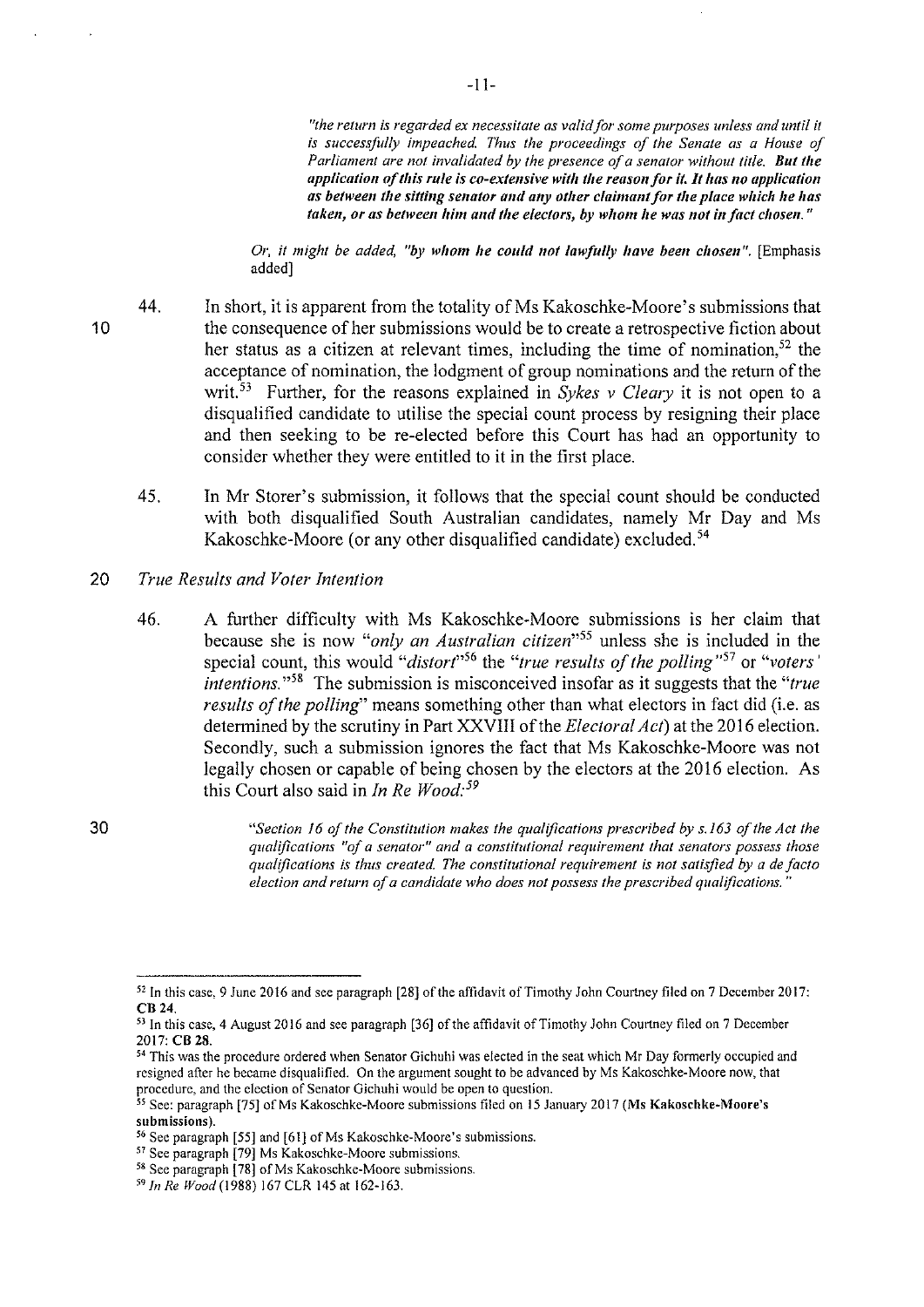> *"the return is regarded ex necessitate as valid for some purposes unless and until it is successfully impeached. Thus the proceedings of the Senate as a House of Parliament are not invalidated by the presence of a senator without title. **But the application of this rule is co-extensive with the reason for it. It has no application as between the sitting senator and any other claimant for the place which he has taken, or as between him and the electors, by whom he was not in fact chosen."***

> *Or, it might be added, **"by whom he could not lawfully have been chosen"**.* [Emphasis added]

44. In short, it is apparent from the totality of Ms Kakoschke-Moore's submissions that the consequence of her submissions would be to create a retrospective fiction about her status as a citizen at relevant times, including the time of nomination,[52] the acceptance of nomination, the lodgment of group nominations and the return of the writ.[53] Further, for the reasons explained in *Sykes v Cleary* it is not open to a disqualified candidate to utilise the special count process by resigning their place and then seeking to be re-elected before this Court has had an opportunity to consider whether they were entitled to it in the first place.

45. In Mr Storer's submission, it follows that the special count should be conducted with both disqualified South Australian candidates, namely Mr Day and Ms Kakoschke-Moore (or any other disqualified candidate) excluded.[54]

*True Results and Voter Intention*

46. A further difficulty with Ms Kakoschke-Moore submissions is her claim that because she is now *"only an Australian citizen"*[55] unless she is included in the special count, this would *"distort"*[56] the *"true results of the polling"*[57] or *"voters' intentions."*[58] The submission is misconceived insofar as it suggests that the *"true results of the polling"* means something other than what electors in fact did (i.e. as determined by the scrutiny in Part XXVIII of the *Electoral Act*) at the 2016 election. Secondly, such a submission ignores the fact that Ms Kakoschke-Moore was not legally chosen or capable of being chosen by the electors at the 2016 election. As this Court also said in *In Re Wood:*[59]

> *"Section 16 of the Constitution makes the qualifications prescribed by s.163 of the Act the qualifications "of a senator" and a constitutional requirement that senators possess those qualifications is thus created. The constitutional requirement is not satisfied by a de facto election and return of a candidate who does not possess the prescribed qualifications."*

---

[52] In this case, 9 June 2016 and see paragraph [28] of the affidavit of Timothy John Courtney filed on 7 December 2017: **CB 24**.

[53] In this case, 4 August 2016 and see paragraph [36] of the affidavit of Timothy John Courtney filed on 7 December 2017: **CB 28**.

[54] This was the procedure ordered when Senator Gichuhi was elected in the seat which Mr Day formerly occupied and resigned after he became disqualified. On the argument sought to be advanced by Ms Kakoschke-Moore now, that procedure, and the election of Senator Gichuhi would be open to question.

[55] See: paragraph [75] of Ms Kakoschke-Moore submissions filed on 15 January 2017 (**Ms Kakoschke-Moore's submissions**).

[56] See paragraph [55] and [61] of Ms Kakoschke-Moore's submissions.

[57] See paragraph [79] Ms Kakoschke-Moore submissions.

[58] See paragraph [78] of Ms Kakoschke-Moore submissions.

[59] *In Re Wood* (1988) 167 CLR 145 at 162-163.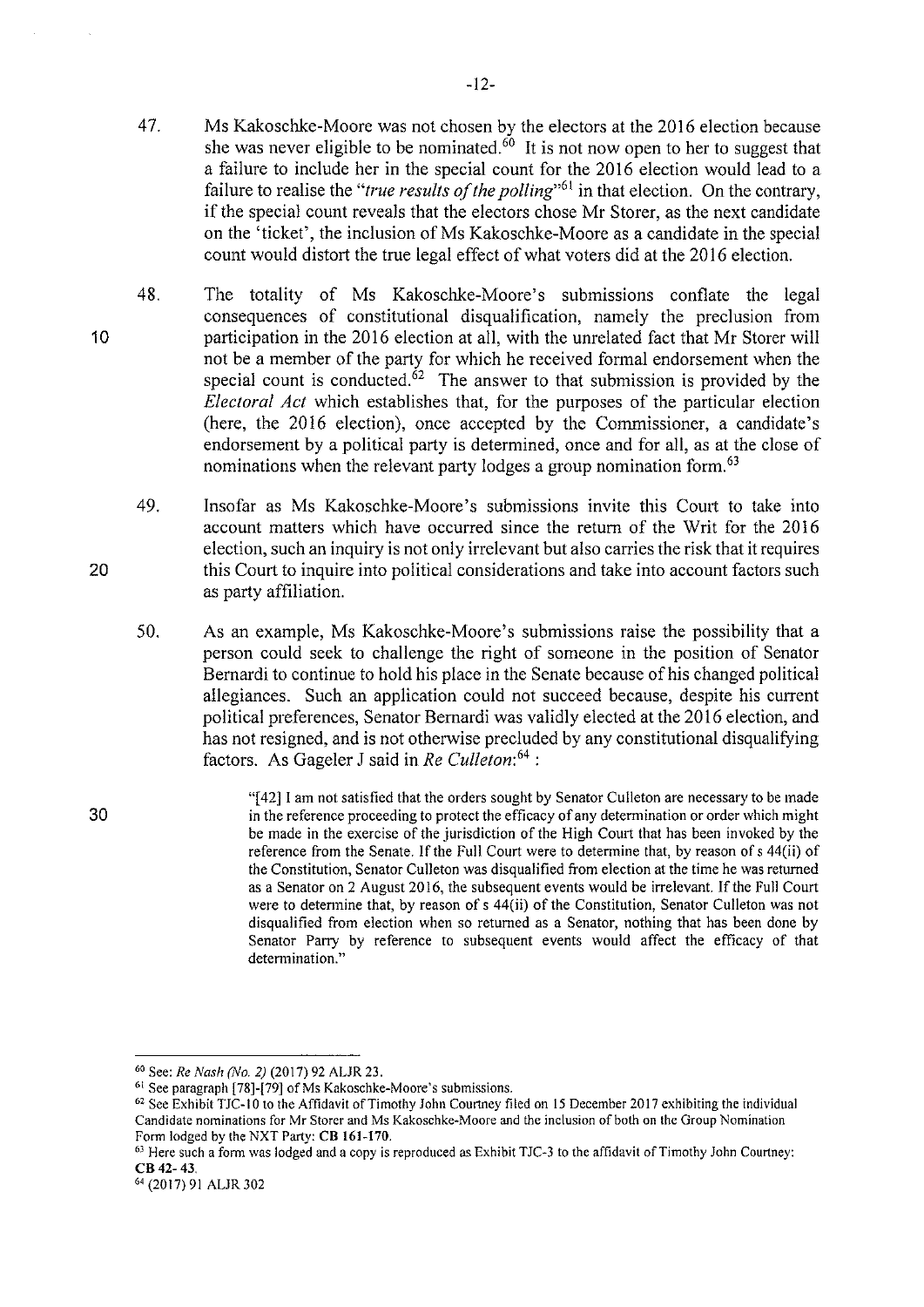47. Ms Kakoschke-Moore was not chosen by the electors at the 2016 election because she was never eligible to be nominated.[60] It is not now open to her to suggest that a failure to include her in the special count for the 2016 election would lead to a failure to realise the "*true results of the polling*"[61] in that election. On the contrary, if the special count reveals that the electors chose Mr Storer, as the next candidate on the 'ticket', the inclusion of Ms Kakoschke-Moore as a candidate in the special count would distort the true legal effect of what voters did at the 2016 election.

48. The totality of Ms Kakoschke-Moore's submissions conflate the legal consequences of constitutional disqualification, namely the preclusion from participation in the 2016 election at all, with the unrelated fact that Mr Storer will not be a member of the party for which he received formal endorsement when the special count is conducted.[62] The answer to that submission is provided by the *Electoral Act* which establishes that, for the purposes of the particular election (here, the 2016 election), once accepted by the Commissioner, a candidate's endorsement by a political party is determined, once and for all, as at the close of nominations when the relevant party lodges a group nomination form.[63]

49. Insofar as Ms Kakoschke-Moore's submissions invite this Court to take into account matters which have occurred since the return of the Writ for the 2016 election, such an inquiry is not only irrelevant but also carries the risk that it requires this Court to inquire into political considerations and take into account factors such as party affiliation.

50. As an example, Ms Kakoschke-Moore's submissions raise the possibility that a person could seek to challenge the right of someone in the position of Senator Bernardi to continue to hold his place in the Senate because of his changed political allegiances. Such an application could not succeed because, despite his current political preferences, Senator Bernardi was validly elected at the 2016 election, and has not resigned, and is not otherwise precluded by any constitutional disqualifying factors. As Gageler J said in *Re Culleton*:[64] :

> "[42] I am not satisfied that the orders sought by Senator Culleton are necessary to be made in the reference proceeding to protect the efficacy of any determination or order which might be made in the exercise of the jurisdiction of the High Court that has been invoked by the reference from the Senate. If the Full Court were to determine that, by reason of s 44(ii) of the Constitution, Senator Culleton was disqualified from election at the time he was returned as a Senator on 2 August 2016, the subsequent events would be irrelevant. If the Full Court were to determine that, by reason of s 44(ii) of the Constitution, Senator Culleton was not disqualified from election when so returned as a Senator, nothing that has been done by Senator Parry by reference to subsequent events would affect the efficacy of that determination."

---

[60] See: *Re Nash (No. 2)* (2017) 92 ALJR 23.

[61] See paragraph [78]-[79] of Ms Kakoschke-Moore's submissions.

[62] See Exhibit TJC-10 to the Affidavit of Timothy John Courtney filed on 15 December 2017 exhibiting the individual Candidate nominations for Mr Storer and Ms Kakoschke-Moore and the inclusion of both on the Group Nomination Form lodged by the NXT Party: **CB 161-170**.

[63] Here such a form was lodged and a copy is reproduced as Exhibit TJC-3 to the affidavit of Timothy John Courtney: **CB 42- 43**.

[64] (2017) 91 ALJR 302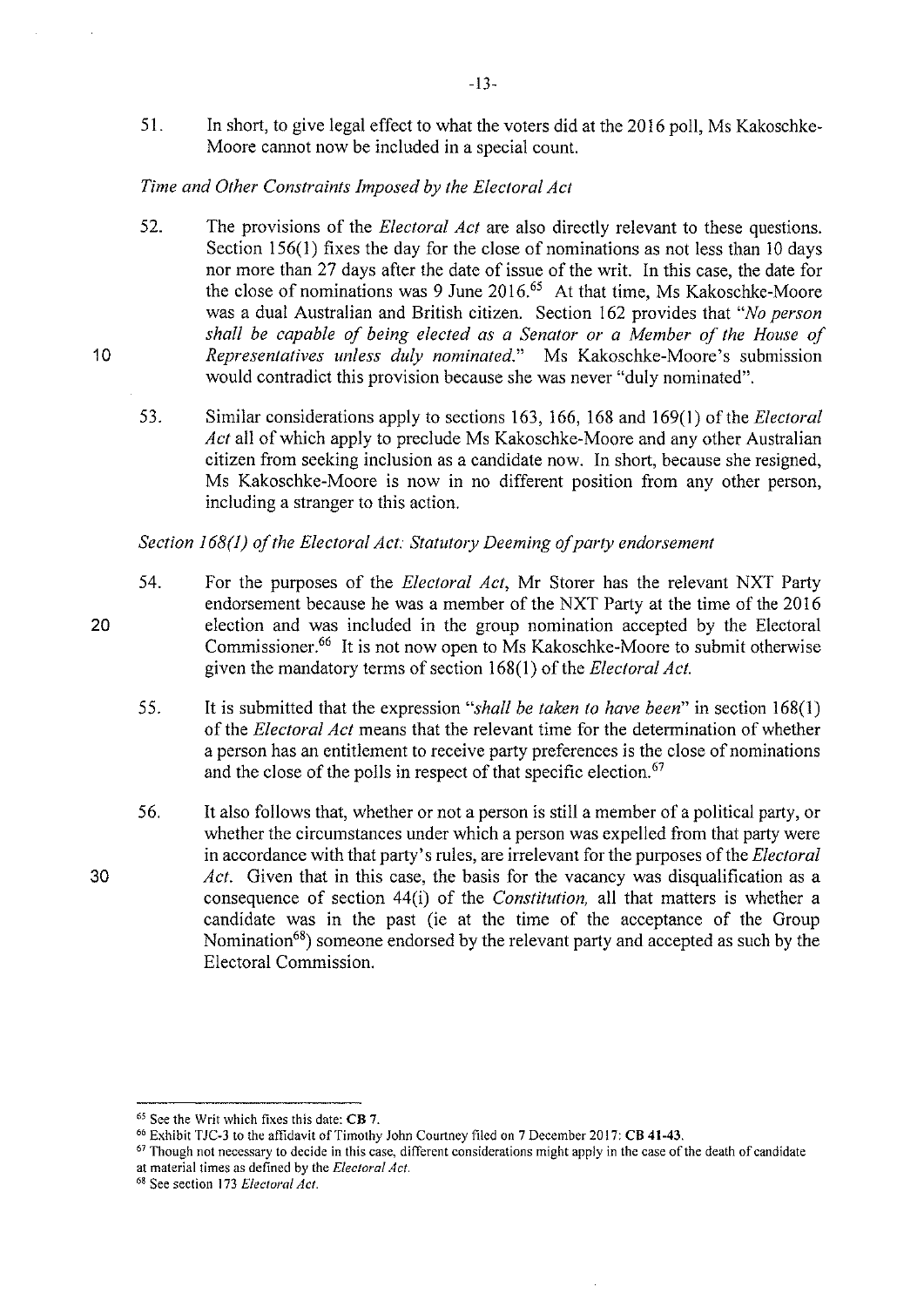51. In short, to give legal effect to what the voters did at the 2016 poll, Ms Kakoschke-Moore cannot now be included in a special count.

*Time and Other Constraints Imposed by the Electoral Act*

52. The provisions of the *Electoral Act* are also directly relevant to these questions. Section 156(1) fixes the day for the close of nominations as not less than 10 days nor more than 27 days after the date of issue of the writ. In this case, the date for the close of nominations was 9 June 2016.[65] At that time, Ms Kakoschke-Moore was a dual Australian and British citizen. Section 162 provides that *"No person shall be capable of being elected as a Senator or a Member of the House of Representatives unless duly nominated."* Ms Kakoschke-Moore's submission would contradict this provision because she was never "duly nominated".

53. Similar considerations apply to sections 163, 166, 168 and 169(1) of the *Electoral Act* all of which apply to preclude Ms Kakoschke-Moore and any other Australian citizen from seeking inclusion as a candidate now. In short, because she resigned, Ms Kakoschke-Moore is now in no different position from any other person, including a stranger to this action.

*Section 168(1) of the Electoral Act: Statutory Deeming of party endorsement*

54. For the purposes of the *Electoral Act*, Mr Storer has the relevant NXT Party endorsement because he was a member of the NXT Party at the time of the 2016 election and was included in the group nomination accepted by the Electoral Commissioner.[66] It is not now open to Ms Kakoschke-Moore to submit otherwise given the mandatory terms of section 168(1) of the *Electoral Act*.

55. It is submitted that the expression *"shall be taken to have been"* in section 168(1) of the *Electoral Act* means that the relevant time for the determination of whether a person has an entitlement to receive party preferences is the close of nominations and the close of the polls in respect of that specific election.[67]

56. It also follows that, whether or not a person is still a member of a political party, or whether the circumstances under which a person was expelled from that party were in accordance with that party's rules, are irrelevant for the purposes of the *Electoral Act*. Given that in this case, the basis for the vacancy was disqualification as a consequence of section 44(i) of the *Constitution*, all that matters is whether a candidate was in the past (ie at the time of the acceptance of the Group Nomination[68]) someone endorsed by the relevant party and accepted as such by the Electoral Commission.

---

[65] See the Writ which fixes this date: **CB 7**.

[66] Exhibit TJC-3 to the affidavit of Timothy John Courtney filed on 7 December 2017: **CB 41-43**.

[67] Though not necessary to decide in this case, different considerations might apply in the case of the death of candidate at material times as defined by the *Electoral Act*.

[68] See section 173 *Electoral Act*.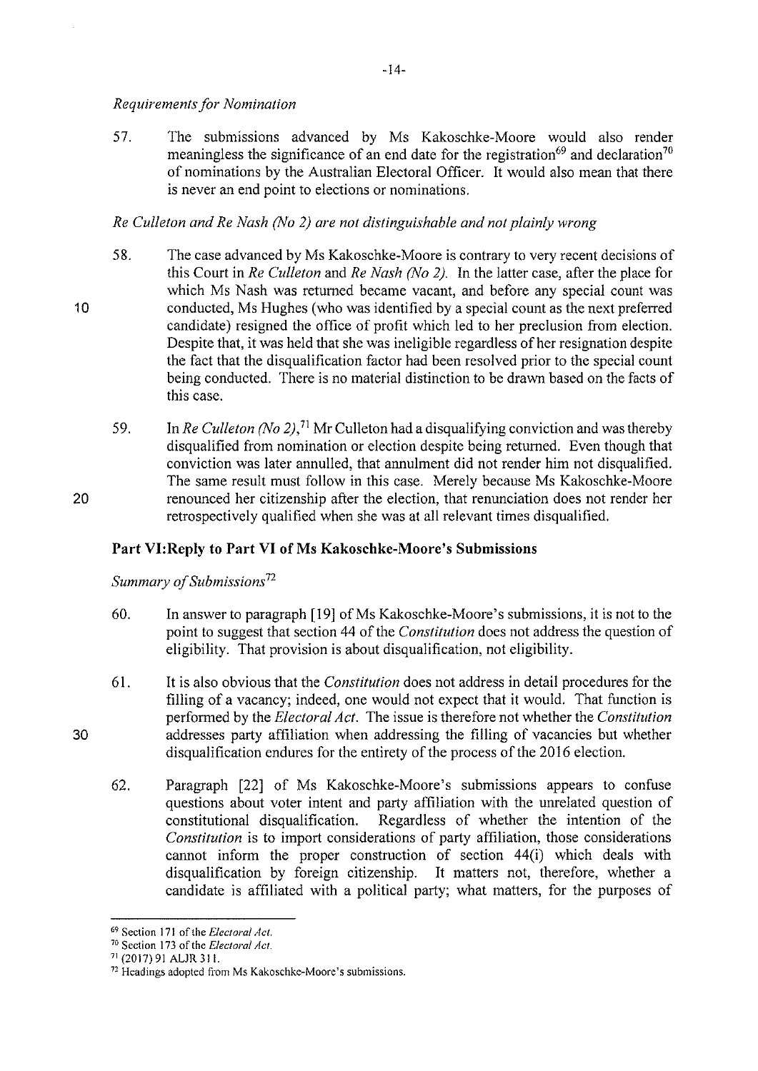*Requirements for Nomination*

57. The submissions advanced by Ms Kakoschke-Moore would also render meaningless the significance of an end date for the registration[69] and declaration[70] of nominations by the Australian Electoral Officer. It would also mean that there is never an end point to elections or nominations.

*Re Culleton and Re Nash (No 2) are not distinguishable and not plainly wrong*

58. The case advanced by Ms Kakoschke-Moore is contrary to very recent decisions of this Court in *Re Culleton* and *Re Nash (No 2)*. In the latter case, after the place for which Ms Nash was returned became vacant, and before any special count was conducted, Ms Hughes (who was identified by a special count as the next preferred candidate) resigned the office of profit which led to her preclusion from election. Despite that, it was held that she was ineligible regardless of her resignation despite the fact that the disqualification factor had been resolved prior to the special count being conducted. There is no material distinction to be drawn based on the facts of this case.

59. In *Re Culleton (No 2)*,[71] Mr Culleton had a disqualifying conviction and was thereby disqualified from nomination or election despite being returned. Even though that conviction was later annulled, that annulment did not render him not disqualified. The same result must follow in this case. Merely because Ms Kakoschke-Moore renounced her citizenship after the election, that renunciation does not render her retrospectively qualified when she was at all relevant times disqualified.

## Part VI: Reply to Part VI of Ms Kakoschke-Moore's Submissions

*Summary of Submissions*[72]

60. In answer to paragraph [19] of Ms Kakoschke-Moore's submissions, it is not to the point to suggest that section 44 of the *Constitution* does not address the question of eligibility. That provision is about disqualification, not eligibility.

61. It is also obvious that the *Constitution* does not address in detail procedures for the filling of a vacancy; indeed, one would not expect that it would. That function is performed by the *Electoral Act*. The issue is therefore not whether the *Constitution* addresses party affiliation when addressing the filling of vacancies but whether disqualification endures for the entirety of the process of the 2016 election.

62. Paragraph [22] of Ms Kakoschke-Moore's submissions appears to confuse questions about voter intent and party affiliation with the unrelated question of constitutional disqualification. Regardless of whether the intention of the *Constitution* is to import considerations of party affiliation, those considerations cannot inform the proper construction of section 44(i) which deals with disqualification by foreign citizenship. It matters not, therefore, whether a candidate is affiliated with a political party; what matters, for the purposes of

---

[69] Section 171 of the *Electoral Act*.

[70] Section 173 of the *Electoral Act*.

[71] (2017) 91 ALJR 311.

[72] Headings adopted from Ms Kakoschke-Moore's submissions.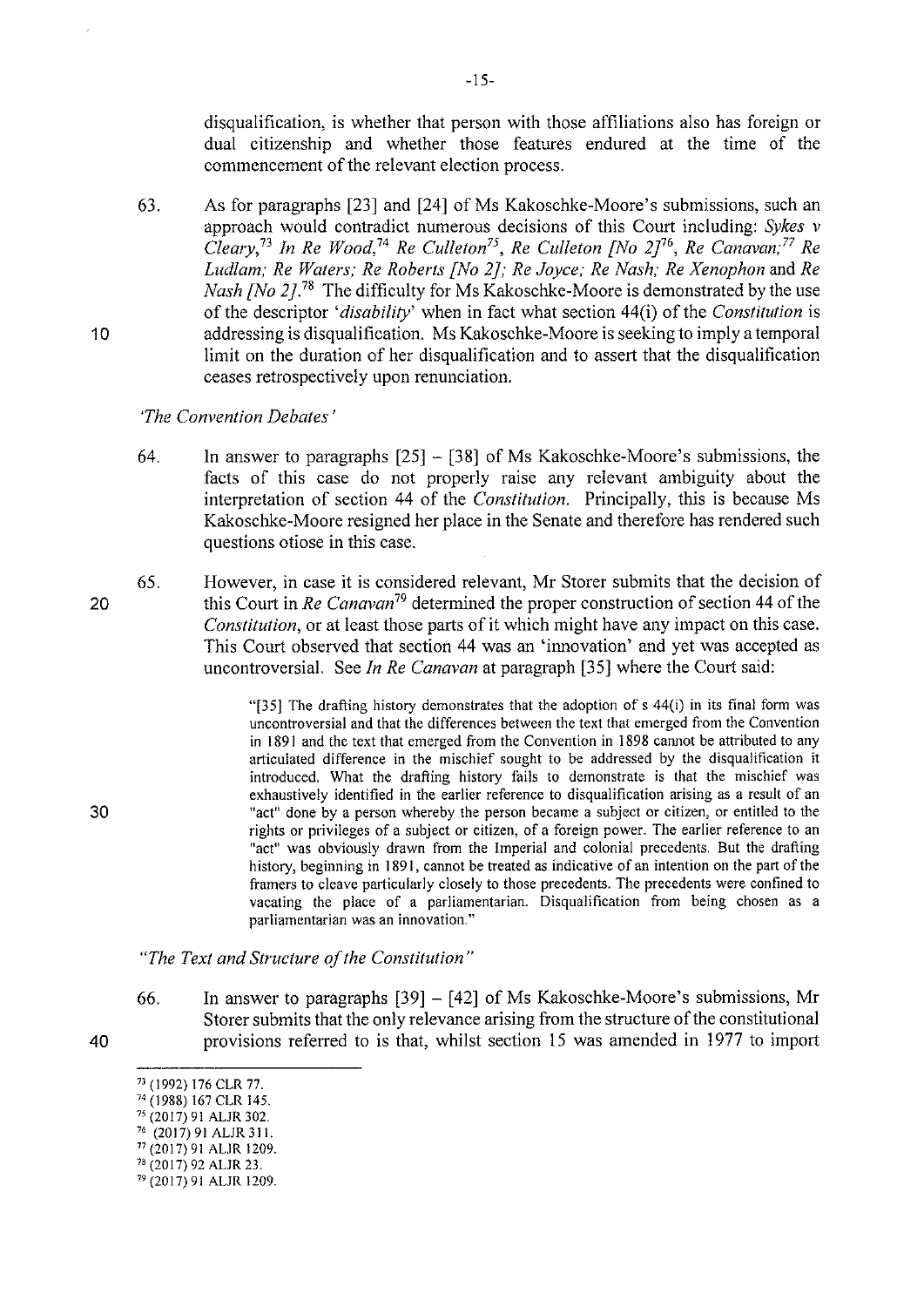disqualification, is whether that person with those affiliations also has foreign or dual citizenship and whether those features endured at the time of the commencement of the relevant election process.

63. As for paragraphs [23] and [24] of Ms Kakoschke-Moore's submissions, such an approach would contradict numerous decisions of this Court including: *Sykes v Cleary*,[73] *In Re Wood*,[74] *Re Culleton*[75], *Re Culleton [No 2]*[76], *Re Canavan;*[77] *Re Ludlam; Re Waters; Re Roberts [No 2]; Re Joyce; Re Nash; Re Xenophon* and *Re Nash [No 2]*.[78] The difficulty for Ms Kakoschke-Moore is demonstrated by the use of the descriptor '*disability*' when in fact what section 44(i) of the *Constitution* is addressing is disqualification. Ms Kakoschke-Moore is seeking to imply a temporal limit on the duration of her disqualification and to assert that the disqualification ceases retrospectively upon renunciation.

*'The Convention Debates'*

64. In answer to paragraphs [25] – [38] of Ms Kakoschke-Moore's submissions, the facts of this case do not properly raise any relevant ambiguity about the interpretation of section 44 of the *Constitution*. Principally, this is because Ms Kakoschke-Moore resigned her place in the Senate and therefore has rendered such questions otiose in this case.

65. However, in case it is considered relevant, Mr Storer submits that the decision of this Court in *Re Canavan*[79] determined the proper construction of section 44 of the *Constitution*, or at least those parts of it which might have any impact on this case. This Court observed that section 44 was an 'innovation' and yet was accepted as uncontroversial. See *In Re Canavan* at paragraph [35] where the Court said:

> "[35] The drafting history demonstrates that the adoption of s 44(i) in its final form was uncontroversial and that the differences between the text that emerged from the Convention in 1891 and the text that emerged from the Convention in 1898 cannot be attributed to any articulated difference in the mischief sought to be addressed by the disqualification it introduced. What the drafting history fails to demonstrate is that the mischief was exhaustively identified in the earlier reference to disqualification arising as a result of an "act" done by a person whereby the person became a subject or citizen, or entitled to the rights or privileges of a subject or citizen, of a foreign power. The earlier reference to an "act" was obviously drawn from the Imperial and colonial precedents. But the drafting history, beginning in 1891, cannot be treated as indicative of an intention on the part of the framers to cleave particularly closely to those precedents. The precedents were confined to vacating the place of a parliamentarian. Disqualification from being chosen as a parliamentarian was an innovation."

*"The Text and Structure of the Constitution"*

66. In answer to paragraphs [39] – [42] of Ms Kakoschke-Moore's submissions, Mr Storer submits that the only relevance arising from the structure of the constitutional provisions referred to is that, whilst section 15 was amended in 1977 to import

---

[73] (1992) 176 CLR 77.
[74] (1988) 167 CLR 145.
[75] (2017) 91 ALJR 302.
[76] (2017) 91 ALJR 311.
[77] (2017) 91 ALJR 1209.
[78] (2017) 92 ALJR 23.
[79] (2017) 91 ALJR 1209.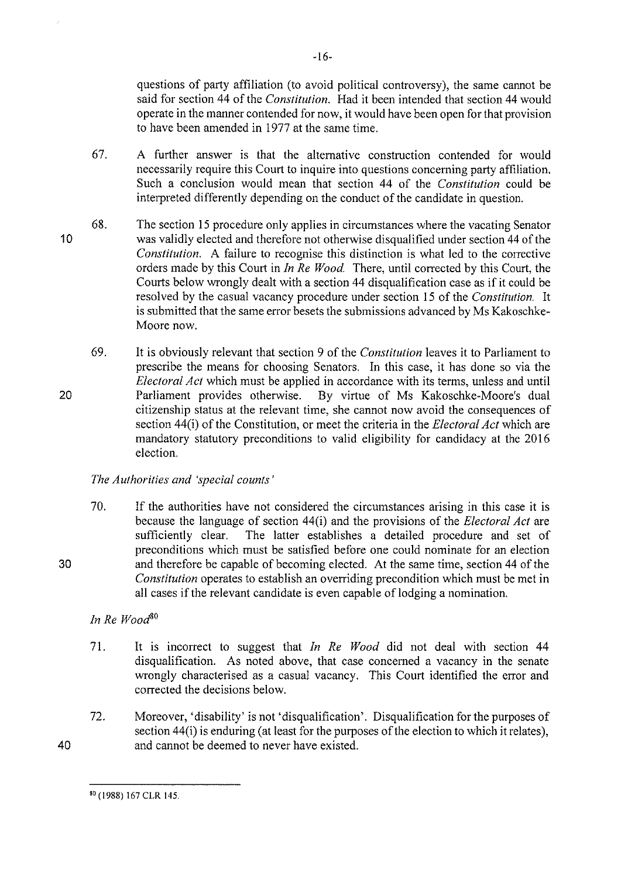questions of party affiliation (to avoid political controversy), the same cannot be said for section 44 of the *Constitution*. Had it been intended that section 44 would operate in the manner contended for now, it would have been open for that provision to have been amended in 1977 at the same time.

67. A further answer is that the alternative construction contended for would necessarily require this Court to inquire into questions concerning party affiliation. Such a conclusion would mean that section 44 of the *Constitution* could be interpreted differently depending on the conduct of the candidate in question.

68. The section 15 procedure only applies in circumstances where the vacating Senator was validly elected and therefore not otherwise disqualified under section 44 of the *Constitution*. A failure to recognise this distinction is what led to the corrective orders made by this Court in *In Re Wood*. There, until corrected by this Court, the Courts below wrongly dealt with a section 44 disqualification case as if it could be resolved by the casual vacancy procedure under section 15 of the *Constitution*. It is submitted that the same error besets the submissions advanced by Ms Kakoschke-Moore now.

69. It is obviously relevant that section 9 of the *Constitution* leaves it to Parliament to prescribe the means for choosing Senators. In this case, it has done so via the *Electoral Act* which must be applied in accordance with its terms, unless and until Parliament provides otherwise. By virtue of Ms Kakoschke-Moore's dual citizenship status at the relevant time, she cannot now avoid the consequences of section 44(i) of the Constitution, or meet the criteria in the *Electoral Act* which are mandatory statutory preconditions to valid eligibility for candidacy at the 2016 election.

*The Authorities and 'special counts'*

70. If the authorities have not considered the circumstances arising in this case it is because the language of section 44(i) and the provisions of the *Electoral Act* are sufficiently clear. The latter establishes a detailed procedure and set of preconditions which must be satisfied before one could nominate for an election and therefore be capable of becoming elected. At the same time, section 44 of the *Constitution* operates to establish an overriding precondition which must be met in all cases if the relevant candidate is even capable of lodging a nomination.

*In Re Wood*[80]

71. It is incorrect to suggest that *In Re Wood* did not deal with section 44 disqualification. As noted above, that case concerned a vacancy in the senate wrongly characterised as a casual vacancy. This Court identified the error and corrected the decisions below.

72. Moreover, 'disability' is not 'disqualification'. Disqualification for the purposes of section 44(i) is enduring (at least for the purposes of the election to which it relates), and cannot be deemed to never have existed.

---

[80] (1988) 167 CLR 145.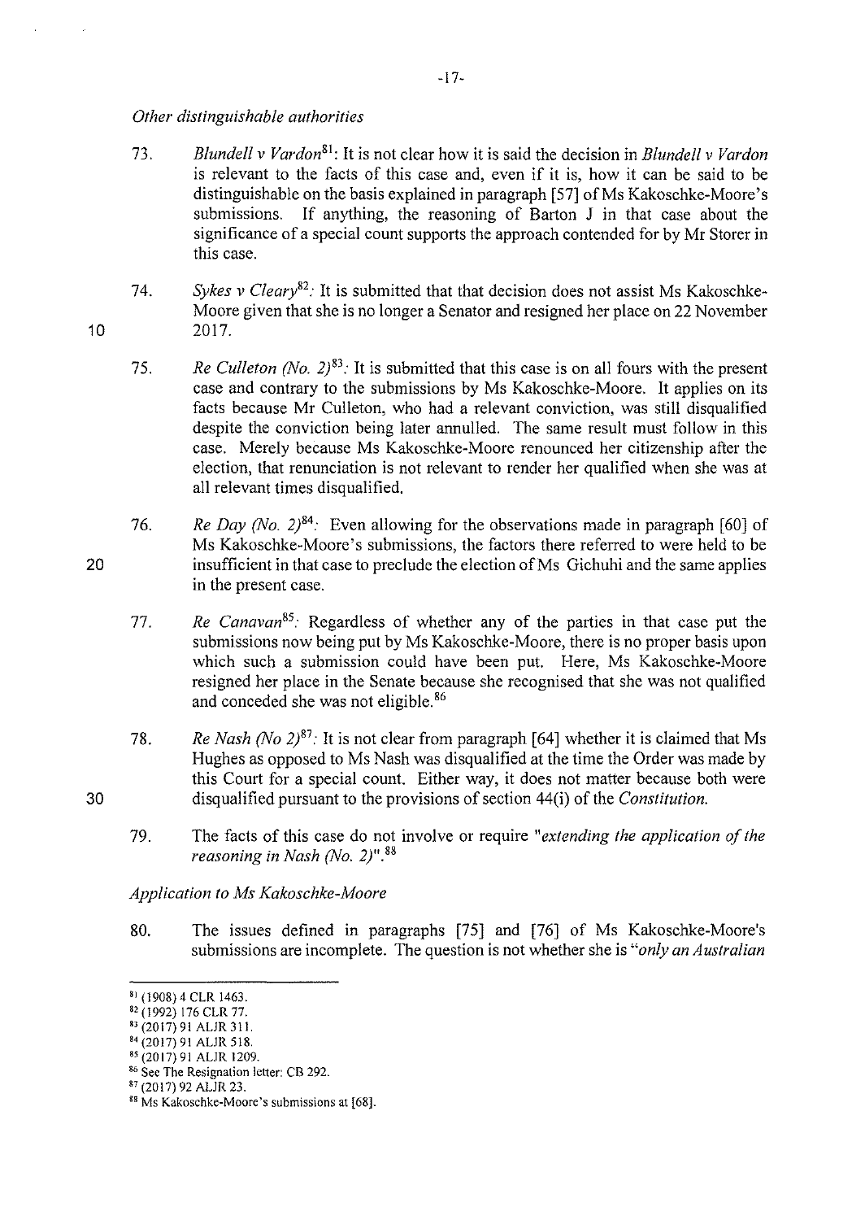*Other distinguishable authorities*

73. *Blundell v Vardon*[81]: It is not clear how it is said the decision in *Blundell v Vardon* is relevant to the facts of this case and, even if it is, how it can be said to be distinguishable on the basis explained in paragraph [57] of Ms Kakoschke-Moore's submissions. If anything, the reasoning of Barton J in that case about the significance of a special count supports the approach contended for by Mr Storer in this case.

74. *Sykes v Cleary*[82]: It is submitted that that decision does not assist Ms Kakoschke-Moore given that she is no longer a Senator and resigned her place on 22 November 2017.

75. *Re Culleton (No. 2)*[83]: It is submitted that this case is on all fours with the present case and contrary to the submissions by Ms Kakoschke-Moore. It applies on its facts because Mr Culleton, who had a relevant conviction, was still disqualified despite the conviction being later annulled. The same result must follow in this case. Merely because Ms Kakoschke-Moore renounced her citizenship after the election, that renunciation is not relevant to render her qualified when she was at all relevant times disqualified.

76. *Re Day (No. 2)*[84]: Even allowing for the observations made in paragraph [60] of Ms Kakoschke-Moore's submissions, the factors there referred to were held to be insufficient in that case to preclude the election of Ms Gichuhi and the same applies in the present case.

77. *Re Canavan*[85]: Regardless of whether any of the parties in that case put the submissions now being put by Ms Kakoschke-Moore, there is no proper basis upon which such a submission could have been put. Here, Ms Kakoschke-Moore resigned her place in the Senate because she recognised that she was not qualified and conceded she was not eligible.[86]

78. *Re Nash (No 2)*[87]: It is not clear from paragraph [64] whether it is claimed that Ms Hughes as opposed to Ms Nash was disqualified at the time the Order was made by this Court for a special count. Either way, it does not matter because both were disqualified pursuant to the provisions of section 44(i) of the *Constitution*.

79. The facts of this case do not involve or require "*extending the application of the reasoning in Nash (No. 2)*".[88]

*Application to Ms Kakoschke-Moore*

80. The issues defined in paragraphs [75] and [76] of Ms Kakoschke-Moore's submissions are incomplete. The question is not whether she is "*only an Australian*

---

[81] (1908) 4 CLR 1463.

[82] (1992) 176 CLR 77.

[83] (2017) 91 ALJR 311.

[84] (2017) 91 ALJR 518.

[85] (2017) 91 ALJR 1209.

[86] See The Resignation letter: CB 292.

[87] (2017) 92 ALJR 23.

[88] Ms Kakoschke-Moore's submissions at [68].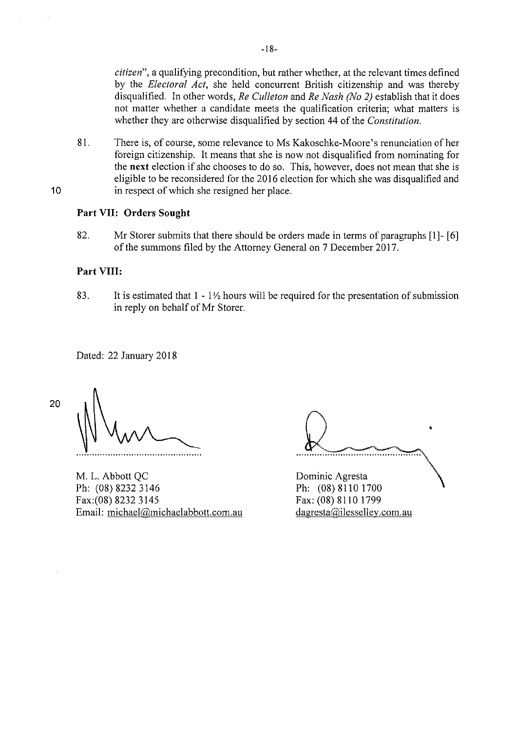*citizen*", a qualifying precondition, but rather whether, at the relevant times defined by the *Electoral Act*, she held concurrent British citizenship and was thereby disqualified. In other words, *Re Culleton* and *Re Nash (No 2)* establish that it does not matter whether a candidate meets the qualification criteria; what matters is whether they are otherwise disqualified by section 44 of the *Constitution*.

81. There is, of course, some relevance to Ms Kakoschke-Moore's renunciation of her foreign citizenship. It means that she is now not disqualified from nominating for the **next** election if she chooses to do so. This, however, does not mean that she is eligible to be reconsidered for the 2016 election for which she was disqualified and in respect of which she resigned her place.

**Part VII: Orders Sought**

82. Mr Storer submits that there should be orders made in terms of paragraphs [1]- [6] of the summons filed by the Attorney General on 7 December 2017.

**Part VIII:**

83. It is estimated that 1 - 1½ hours will be required for the presentation of submission in reply on behalf of Mr Storer.

Dated: 22 January 2018

M. L. Abbott QC
Ph: (08) 8232 3146
Fax:(08) 8232 3145
Email: michael@michaelabbott.com.au

Dominic Agresta
Ph: (08) 8110 1700
Fax: (08) 8110 1799
dagresta@ilesselley.com.au